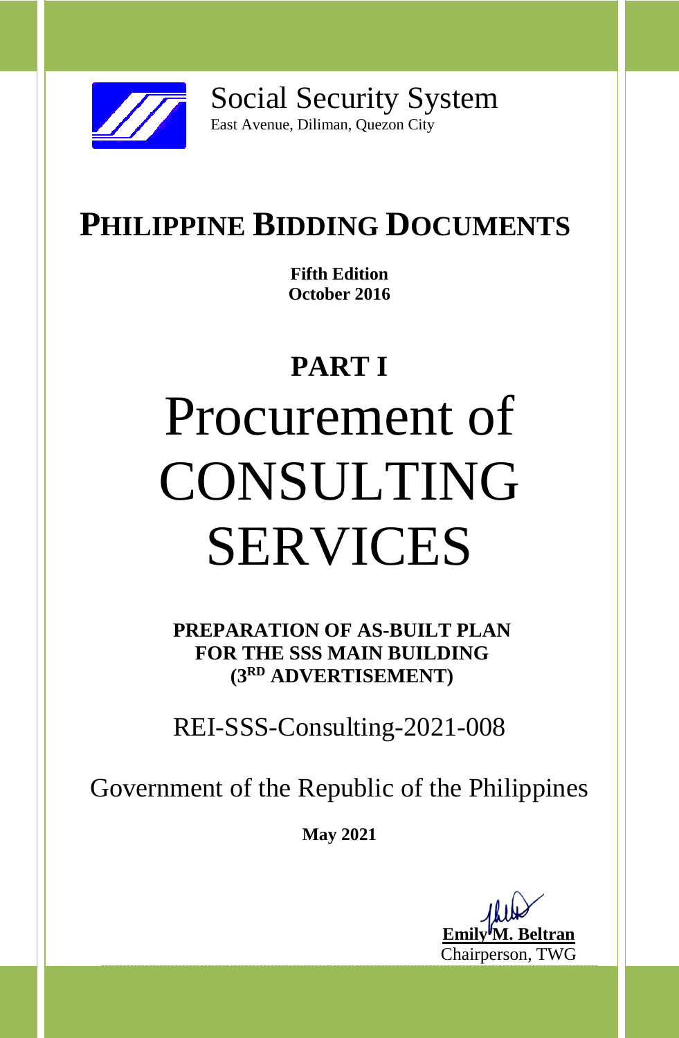Social Security System
East Avenue, Diliman, Quezon City

# PHILIPPINE BIDDING DOCUMENTS

**Fifth Edition**
**October 2016**

## PART I

# Procurement of CONSULTING SERVICES

**PREPARATION OF AS-BUILT PLAN FOR THE SSS MAIN BUILDING (3RD ADVERTISEMENT)**

REI-SSS-Consulting-2021-008

Government of the Republic of the Philippines

**May 2021**

**Emily M. Beltran**
Chairperson, TWG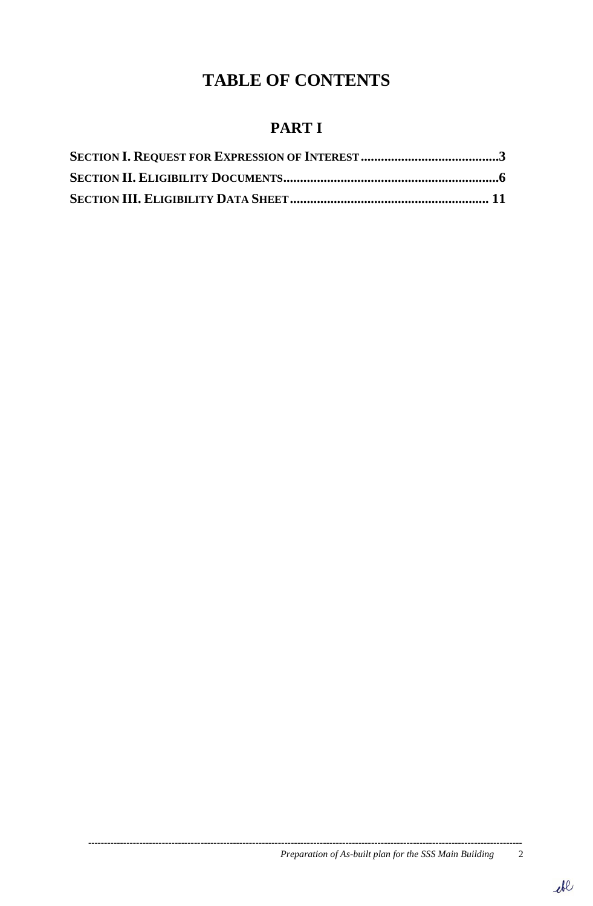# TABLE OF CONTENTS

## PART I

**SECTION I. REQUEST FOR EXPRESSION OF INTEREST .........................................3**

**SECTION II. ELIGIBILITY DOCUMENTS................................................................6**

**SECTION III. ELIGIBILITY DATA SHEET........................................................... 11**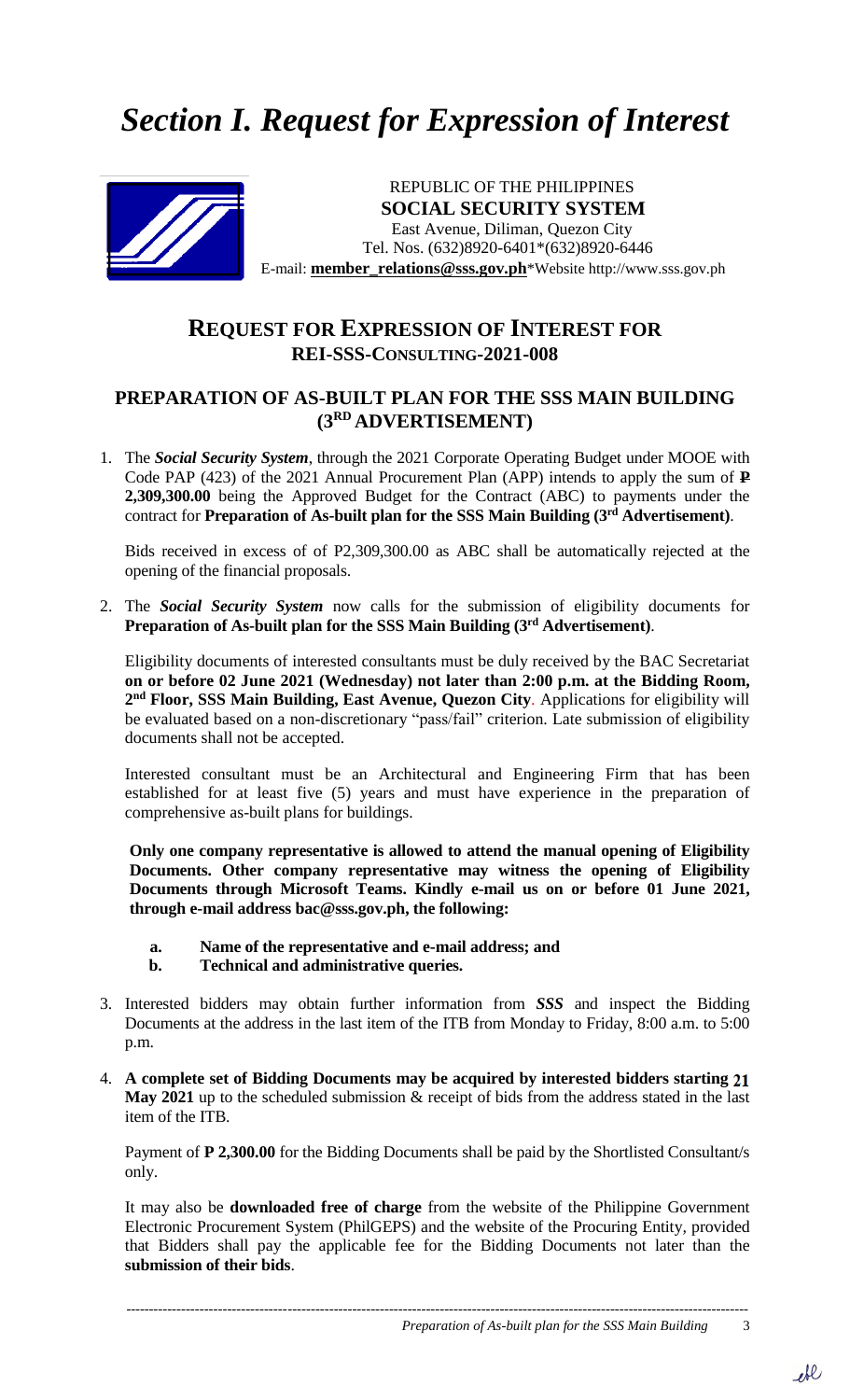# *Section I. Request for Expression of Interest*

REPUBLIC OF THE PHILIPPINES
**SOCIAL SECURITY SYSTEM**
East Avenue, Diliman, Quezon City
Tel. Nos. (632)8920-6401*(632)8920-6446
E-mail: **member_relations@sss.gov.ph***Website http://www.sss.gov.ph

## REQUEST FOR EXPRESSION OF INTEREST FOR REI-SSS-CONSULTING-2021-008

### PREPARATION OF AS-BUILT PLAN FOR THE SSS MAIN BUILDING (3RD ADVERTISEMENT)

1. The ***Social Security System***, through the 2021 Corporate Operating Budget under MOOE with Code PAP (423) of the 2021 Annual Procurement Plan (APP) intends to apply the sum of **₱ 2,309,300.00** being the Approved Budget for the Contract (ABC) to payments under the contract for **Preparation of As-built plan for the SSS Main Building (3rd Advertisement)**.

   Bids received in excess of of P2,309,300.00 as ABC shall be automatically rejected at the opening of the financial proposals.

2. The ***Social Security System*** now calls for the submission of eligibility documents for **Preparation of As-built plan for the SSS Main Building (3rd Advertisement)**.

   Eligibility documents of interested consultants must be duly received by the BAC Secretariat **on or before 02 June 2021 (Wednesday) not later than 2:00 p.m. at the Bidding Room, 2nd Floor, SSS Main Building, East Avenue, Quezon City**. Applications for eligibility will be evaluated based on a non-discretionary "pass/fail" criterion. Late submission of eligibility documents shall not be accepted.

   Interested consultant must be an Architectural and Engineering Firm that has been established for at least five (5) years and must have experience in the preparation of comprehensive as-built plans for buildings.

   **Only one company representative is allowed to attend the manual opening of Eligibility Documents. Other company representative may witness the opening of Eligibility Documents through Microsoft Teams. Kindly e-mail us on or before 01 June 2021, through e-mail address bac@sss.gov.ph, the following:**

   **a. Name of the representative and e-mail address; and**
   **b. Technical and administrative queries.**

3. Interested bidders may obtain further information from ***SSS*** and inspect the Bidding Documents at the address in the last item of the ITB from Monday to Friday, 8:00 a.m. to 5:00 p.m.

4. **A complete set of Bidding Documents may be acquired by interested bidders starting 21 May 2021** up to the scheduled submission & receipt of bids from the address stated in the last item of the ITB.

   Payment of **P 2,300.00** for the Bidding Documents shall be paid by the Shortlisted Consultant/s only.

   It may also be **downloaded free of charge** from the website of the Philippine Government Electronic Procurement System (PhilGEPS) and the website of the Procuring Entity, provided that Bidders shall pay the applicable fee for the Bidding Documents not later than the **submission of their bids**.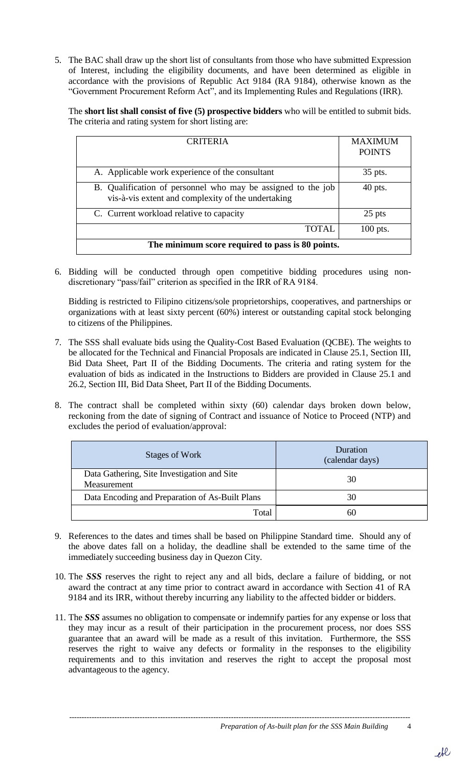5. The BAC shall draw up the short list of consultants from those who have submitted Expression of Interest, including the eligibility documents, and have been determined as eligible in accordance with the provisions of Republic Act 9184 (RA 9184), otherwise known as the "Government Procurement Reform Act", and its Implementing Rules and Regulations (IRR).

   The **short list shall consist of five (5) prospective bidders** who will be entitled to submit bids. The criteria and rating system for short listing are:

| CRITERIA | MAXIMUM POINTS |
|---|---|
| A. Applicable work experience of the consultant | 35 pts. |
| B. Qualification of personnel who may be assigned to the job vis-à-vis extent and complexity of the undertaking | 40 pts. |
| C. Current workload relative to capacity | 25 pts |
| TOTAL | 100 pts. |
| **The minimum score required to pass is 80 points.** | |

6. Bidding will be conducted through open competitive bidding procedures using non-discretionary "pass/fail" criterion as specified in the IRR of RA 9184.

   Bidding is restricted to Filipino citizens/sole proprietorships, cooperatives, and partnerships or organizations with at least sixty percent (60%) interest or outstanding capital stock belonging to citizens of the Philippines.

7. The SSS shall evaluate bids using the Quality-Cost Based Evaluation (QCBE). The weights to be allocated for the Technical and Financial Proposals are indicated in Clause 25.1, Section III, Bid Data Sheet, Part II of the Bidding Documents. The criteria and rating system for the evaluation of bids as indicated in the Instructions to Bidders are provided in Clause 25.1 and 26.2, Section III, Bid Data Sheet, Part II of the Bidding Documents.

8. The contract shall be completed within sixty (60) calendar days broken down below, reckoning from the date of signing of Contract and issuance of Notice to Proceed (NTP) and excludes the period of evaluation/approval:

| Stages of Work | Duration (calendar days) |
|---|---|
| Data Gathering, Site Investigation and Site Measurement | 30 |
| Data Encoding and Preparation of As-Built Plans | 30 |
| Total | 60 |

9. References to the dates and times shall be based on Philippine Standard time. Should any of the above dates fall on a holiday, the deadline shall be extended to the same time of the immediately succeeding business day in Quezon City.

10. The ***SSS*** reserves the right to reject any and all bids, declare a failure of bidding, or not award the contract at any time prior to contract award in accordance with Section 41 of RA 9184 and its IRR, without thereby incurring any liability to the affected bidder or bidders.

11. The ***SSS*** assumes no obligation to compensate or indemnify parties for any expense or loss that they may incur as a result of their participation in the procurement process, nor does SSS guarantee that an award will be made as a result of this invitation. Furthermore, the SSS reserves the right to waive any defects or formality in the responses to the eligibility requirements and to this invitation and reserves the right to accept the proposal most advantageous to the agency.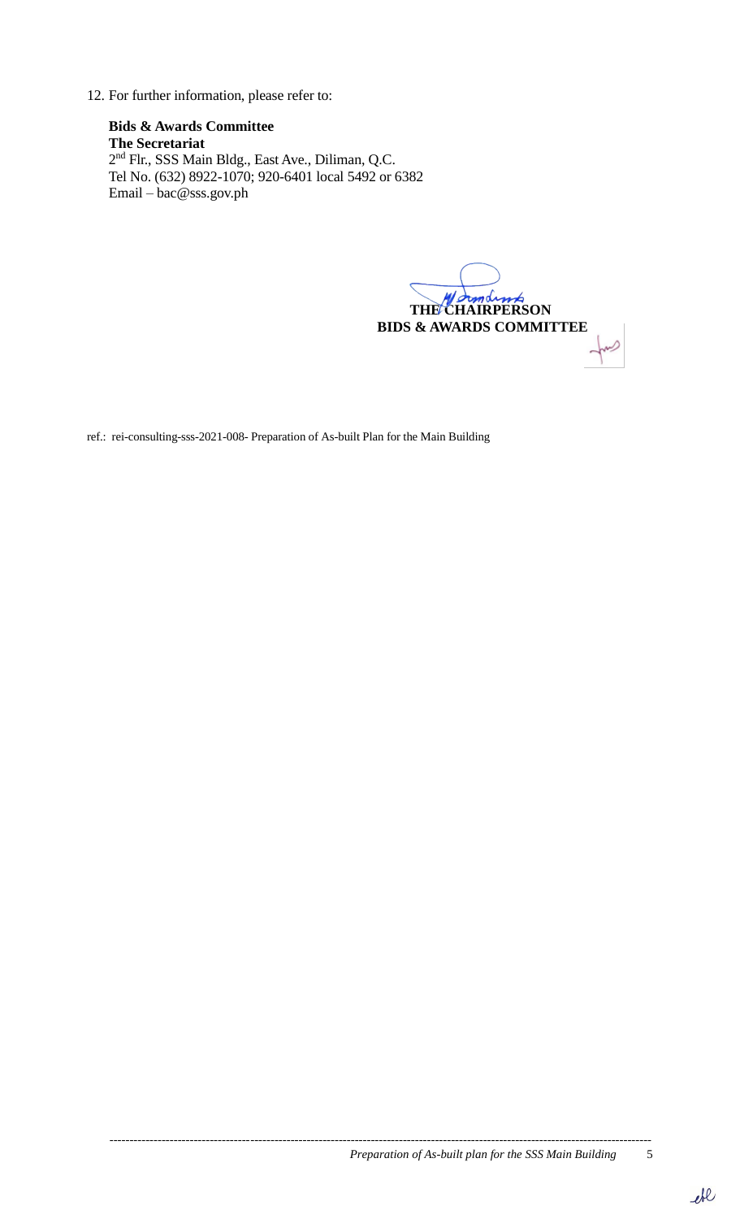12. For further information, please refer to:

    **Bids & Awards Committee**
    **The Secretariat**
    2nd Flr., SSS Main Bldg., East Ave., Diliman, Q.C.
    Tel No. (632) 8922-1070; 920-6401 local 5492 or 6382
    Email – bac@sss.gov.ph

**THE CHAIRPERSON**
**BIDS & AWARDS COMMITTEE**

ref.: rei-consulting-sss-2021-008- Preparation of As-built Plan for the Main Building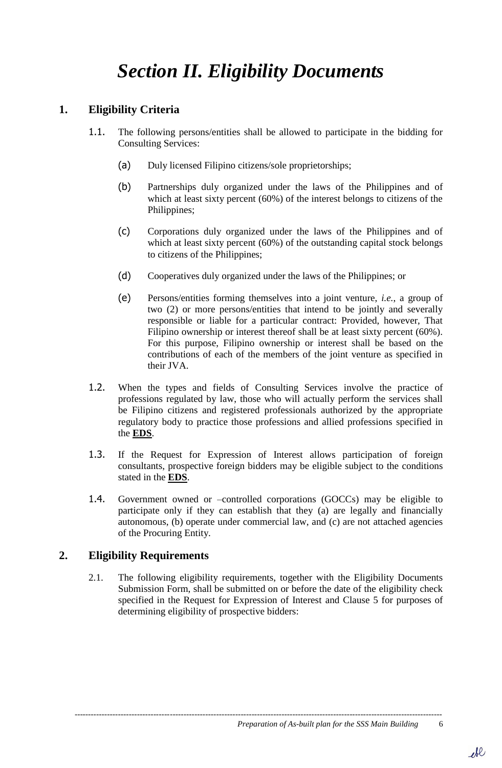# *Section II. Eligibility Documents*

## 1. Eligibility Criteria

1.1. The following persons/entities shall be allowed to participate in the bidding for Consulting Services:

(a) Duly licensed Filipino citizens/sole proprietorships;

(b) Partnerships duly organized under the laws of the Philippines and of which at least sixty percent (60%) of the interest belongs to citizens of the Philippines;

(c) Corporations duly organized under the laws of the Philippines and of which at least sixty percent (60%) of the outstanding capital stock belongs to citizens of the Philippines;

(d) Cooperatives duly organized under the laws of the Philippines; or

(e) Persons/entities forming themselves into a joint venture, *i.e.*, a group of two (2) or more persons/entities that intend to be jointly and severally responsible or liable for a particular contract: Provided, however, That Filipino ownership or interest thereof shall be at least sixty percent (60%). For this purpose, Filipino ownership or interest shall be based on the contributions of each of the members of the joint venture as specified in their JVA.

1.2. When the types and fields of Consulting Services involve the practice of professions regulated by law, those who will actually perform the services shall be Filipino citizens and registered professionals authorized by the appropriate regulatory body to practice those professions and allied professions specified in the **EDS**.

1.3. If the Request for Expression of Interest allows participation of foreign consultants, prospective foreign bidders may be eligible subject to the conditions stated in the **EDS**.

1.4. Government owned or –controlled corporations (GOCCs) may be eligible to participate only if they can establish that they (a) are legally and financially autonomous, (b) operate under commercial law, and (c) are not attached agencies of the Procuring Entity.

## 2. Eligibility Requirements

2.1. The following eligibility requirements, together with the Eligibility Documents Submission Form, shall be submitted on or before the date of the eligibility check specified in the Request for Expression of Interest and Clause 5 for purposes of determining eligibility of prospective bidders: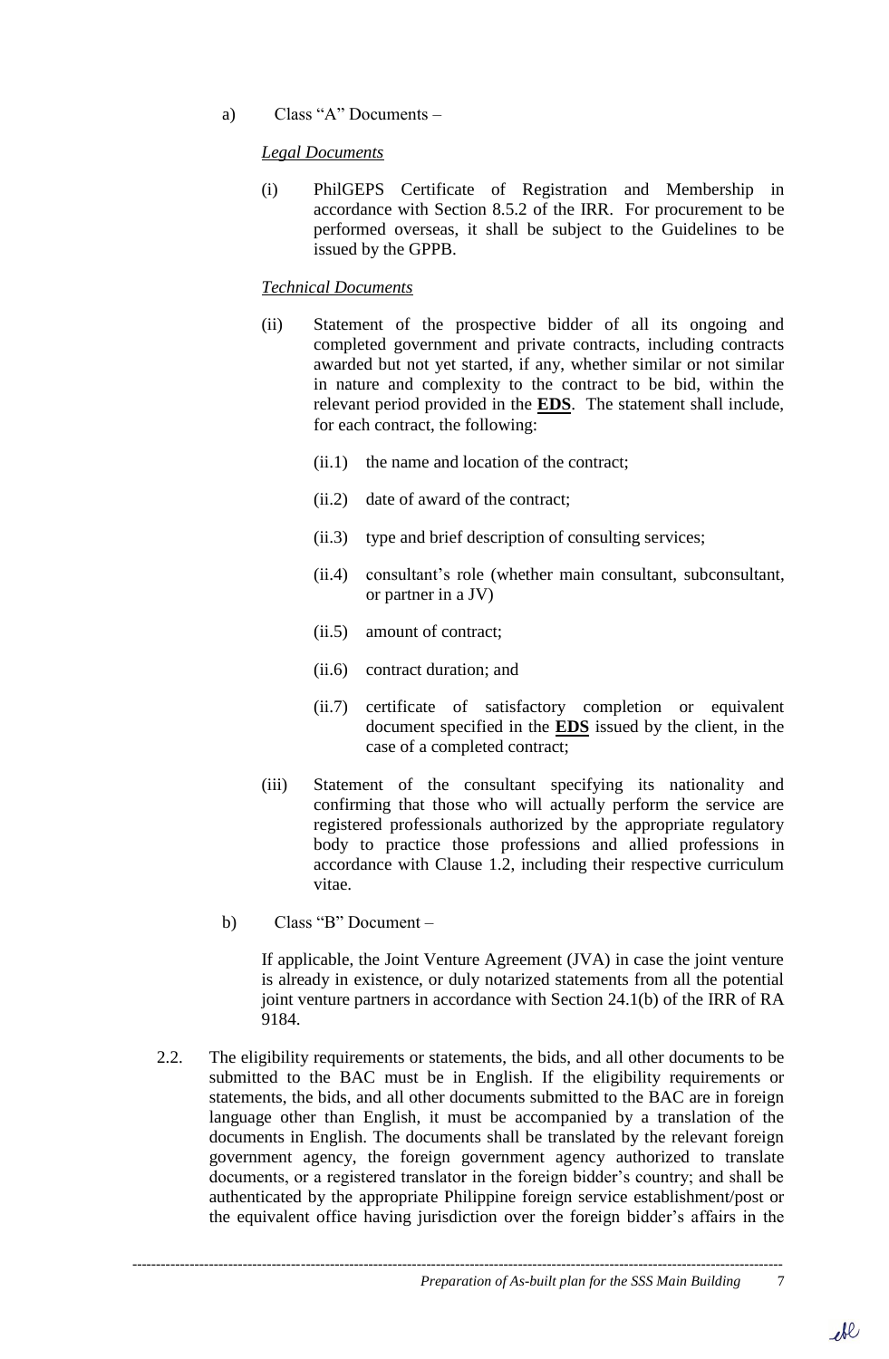a) Class "A" Documents –

*Legal Documents*

(i) PhilGEPS Certificate of Registration and Membership in accordance with Section 8.5.2 of the IRR. For procurement to be performed overseas, it shall be subject to the Guidelines to be issued by the GPPB.

*Technical Documents*

(ii) Statement of the prospective bidder of all its ongoing and completed government and private contracts, including contracts awarded but not yet started, if any, whether similar or not similar in nature and complexity to the contract to be bid, within the relevant period provided in the **EDS**. The statement shall include, for each contract, the following:

(ii.1) the name and location of the contract;

(ii.2) date of award of the contract;

(ii.3) type and brief description of consulting services;

(ii.4) consultant's role (whether main consultant, subconsultant, or partner in a JV)

(ii.5) amount of contract;

(ii.6) contract duration; and

(ii.7) certificate of satisfactory completion or equivalent document specified in the **EDS** issued by the client, in the case of a completed contract;

(iii) Statement of the consultant specifying its nationality and confirming that those who will actually perform the service are registered professionals authorized by the appropriate regulatory body to practice those professions and allied professions in accordance with Clause 1.2, including their respective curriculum vitae.

b) Class "B" Document –

If applicable, the Joint Venture Agreement (JVA) in case the joint venture is already in existence, or duly notarized statements from all the potential joint venture partners in accordance with Section 24.1(b) of the IRR of RA 9184.

2.2. The eligibility requirements or statements, the bids, and all other documents to be submitted to the BAC must be in English. If the eligibility requirements or statements, the bids, and all other documents submitted to the BAC are in foreign language other than English, it must be accompanied by a translation of the documents in English. The documents shall be translated by the relevant foreign government agency, the foreign government agency authorized to translate documents, or a registered translator in the foreign bidder's country; and shall be authenticated by the appropriate Philippine foreign service establishment/post or the equivalent office having jurisdiction over the foreign bidder's affairs in the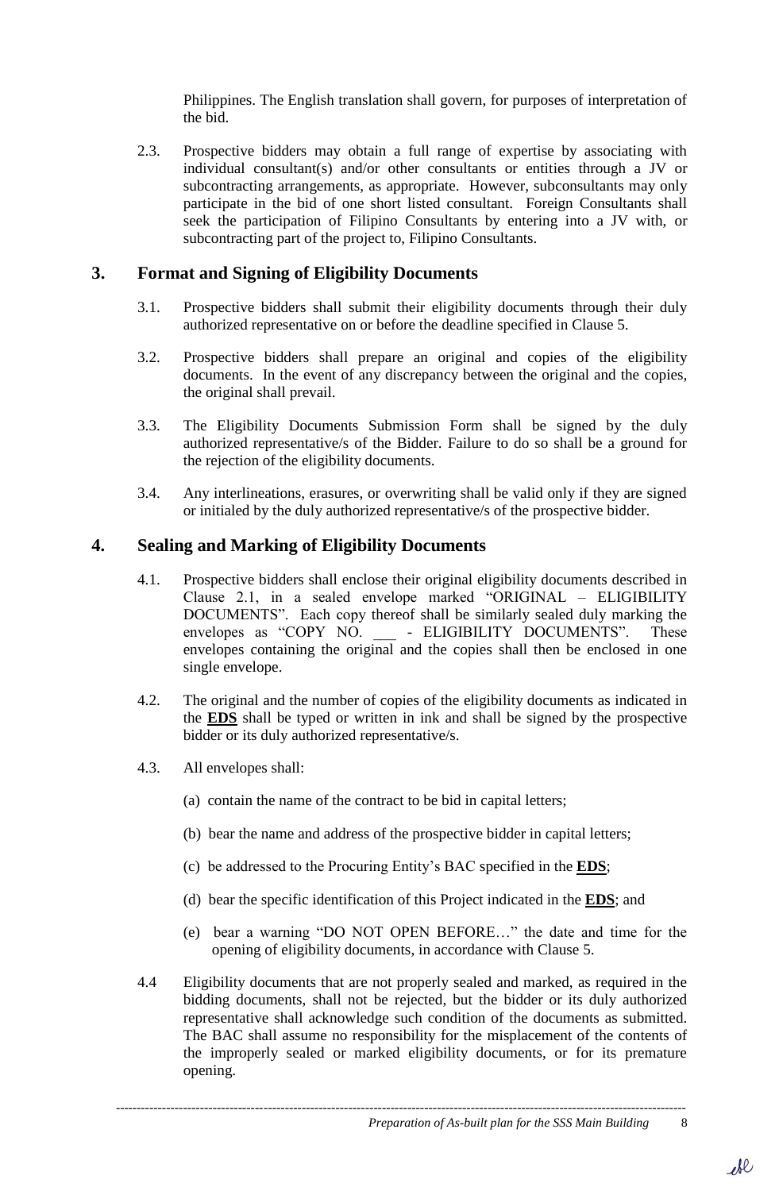Philippines. The English translation shall govern, for purposes of interpretation of the bid.

2.3. Prospective bidders may obtain a full range of expertise by associating with individual consultant(s) and/or other consultants or entities through a JV or subcontracting arrangements, as appropriate. However, subconsultants may only participate in the bid of one short listed consultant. Foreign Consultants shall seek the participation of Filipino Consultants by entering into a JV with, or subcontracting part of the project to, Filipino Consultants.

## 3. Format and Signing of Eligibility Documents

3.1. Prospective bidders shall submit their eligibility documents through their duly authorized representative on or before the deadline specified in Clause 5.

3.2. Prospective bidders shall prepare an original and copies of the eligibility documents. In the event of any discrepancy between the original and the copies, the original shall prevail.

3.3. The Eligibility Documents Submission Form shall be signed by the duly authorized representative/s of the Bidder. Failure to do so shall be a ground for the rejection of the eligibility documents.

3.4. Any interlineations, erasures, or overwriting shall be valid only if they are signed or initialed by the duly authorized representative/s of the prospective bidder.

## 4. Sealing and Marking of Eligibility Documents

4.1. Prospective bidders shall enclose their original eligibility documents described in Clause 2.1, in a sealed envelope marked "ORIGINAL – ELIGIBILITY DOCUMENTS". Each copy thereof shall be similarly sealed duly marking the envelopes as "COPY NO. ___ - ELIGIBILITY DOCUMENTS". These envelopes containing the original and the copies shall then be enclosed in one single envelope.

4.2. The original and the number of copies of the eligibility documents as indicated in the **EDS** shall be typed or written in ink and shall be signed by the prospective bidder or its duly authorized representative/s.

4.3. All envelopes shall:

(a) contain the name of the contract to be bid in capital letters;

(b) bear the name and address of the prospective bidder in capital letters;

(c) be addressed to the Procuring Entity's BAC specified in the **EDS**;

(d) bear the specific identification of this Project indicated in the **EDS**; and

(e) bear a warning "DO NOT OPEN BEFORE…" the date and time for the opening of eligibility documents, in accordance with Clause 5.

4.4 Eligibility documents that are not properly sealed and marked, as required in the bidding documents, shall not be rejected, but the bidder or its duly authorized representative shall acknowledge such condition of the documents as submitted. The BAC shall assume no responsibility for the misplacement of the contents of the improperly sealed or marked eligibility documents, or for its premature opening.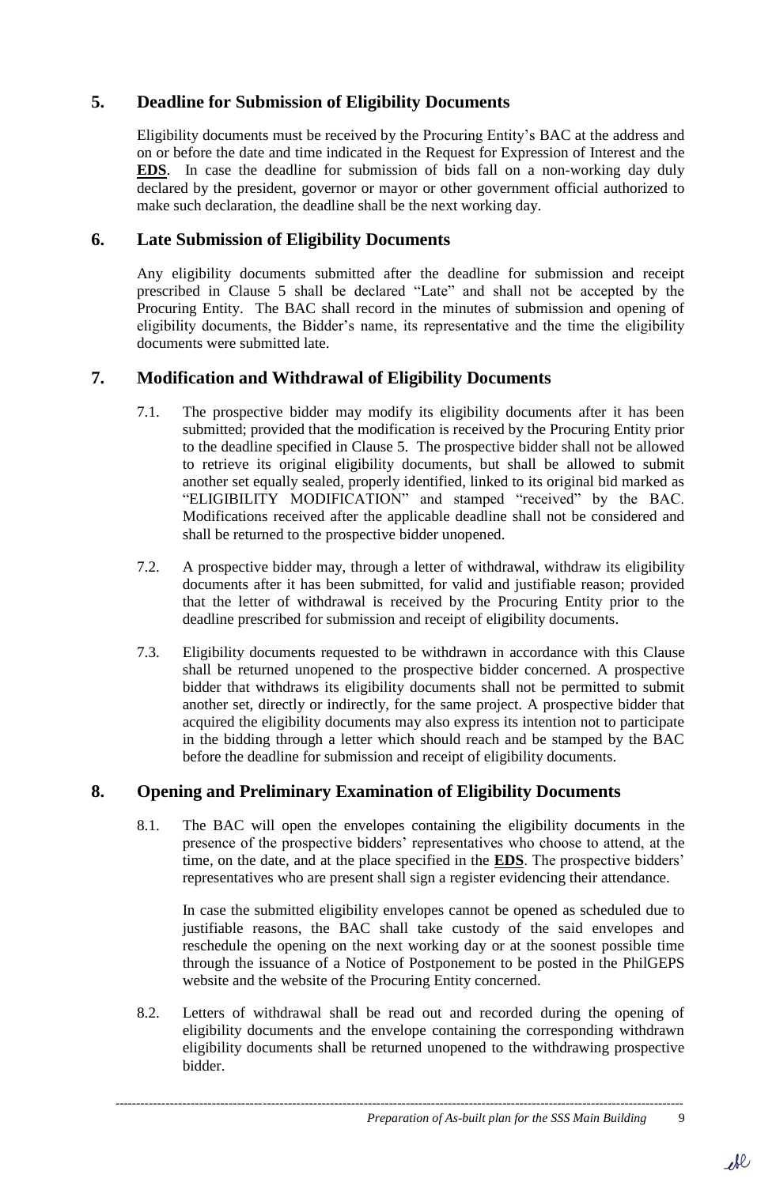## 5. Deadline for Submission of Eligibility Documents

Eligibility documents must be received by the Procuring Entity's BAC at the address and on or before the date and time indicated in the Request for Expression of Interest and the **EDS**. In case the deadline for submission of bids fall on a non-working day duly declared by the president, governor or mayor or other government official authorized to make such declaration, the deadline shall be the next working day.

## 6. Late Submission of Eligibility Documents

Any eligibility documents submitted after the deadline for submission and receipt prescribed in Clause 5 shall be declared "Late" and shall not be accepted by the Procuring Entity. The BAC shall record in the minutes of submission and opening of eligibility documents, the Bidder's name, its representative and the time the eligibility documents were submitted late.

## 7. Modification and Withdrawal of Eligibility Documents

7.1. The prospective bidder may modify its eligibility documents after it has been submitted; provided that the modification is received by the Procuring Entity prior to the deadline specified in Clause 5. The prospective bidder shall not be allowed to retrieve its original eligibility documents, but shall be allowed to submit another set equally sealed, properly identified, linked to its original bid marked as "ELIGIBILITY MODIFICATION" and stamped "received" by the BAC. Modifications received after the applicable deadline shall not be considered and shall be returned to the prospective bidder unopened.

7.2. A prospective bidder may, through a letter of withdrawal, withdraw its eligibility documents after it has been submitted, for valid and justifiable reason; provided that the letter of withdrawal is received by the Procuring Entity prior to the deadline prescribed for submission and receipt of eligibility documents.

7.3. Eligibility documents requested to be withdrawn in accordance with this Clause shall be returned unopened to the prospective bidder concerned. A prospective bidder that withdraws its eligibility documents shall not be permitted to submit another set, directly or indirectly, for the same project. A prospective bidder that acquired the eligibility documents may also express its intention not to participate in the bidding through a letter which should reach and be stamped by the BAC before the deadline for submission and receipt of eligibility documents.

## 8. Opening and Preliminary Examination of Eligibility Documents

8.1. The BAC will open the envelopes containing the eligibility documents in the presence of the prospective bidders' representatives who choose to attend, at the time, on the date, and at the place specified in the **EDS**. The prospective bidders' representatives who are present shall sign a register evidencing their attendance.

In case the submitted eligibility envelopes cannot be opened as scheduled due to justifiable reasons, the BAC shall take custody of the said envelopes and reschedule the opening on the next working day or at the soonest possible time through the issuance of a Notice of Postponement to be posted in the PhilGEPS website and the website of the Procuring Entity concerned.

8.2. Letters of withdrawal shall be read out and recorded during the opening of eligibility documents and the envelope containing the corresponding withdrawn eligibility documents shall be returned unopened to the withdrawing prospective bidder.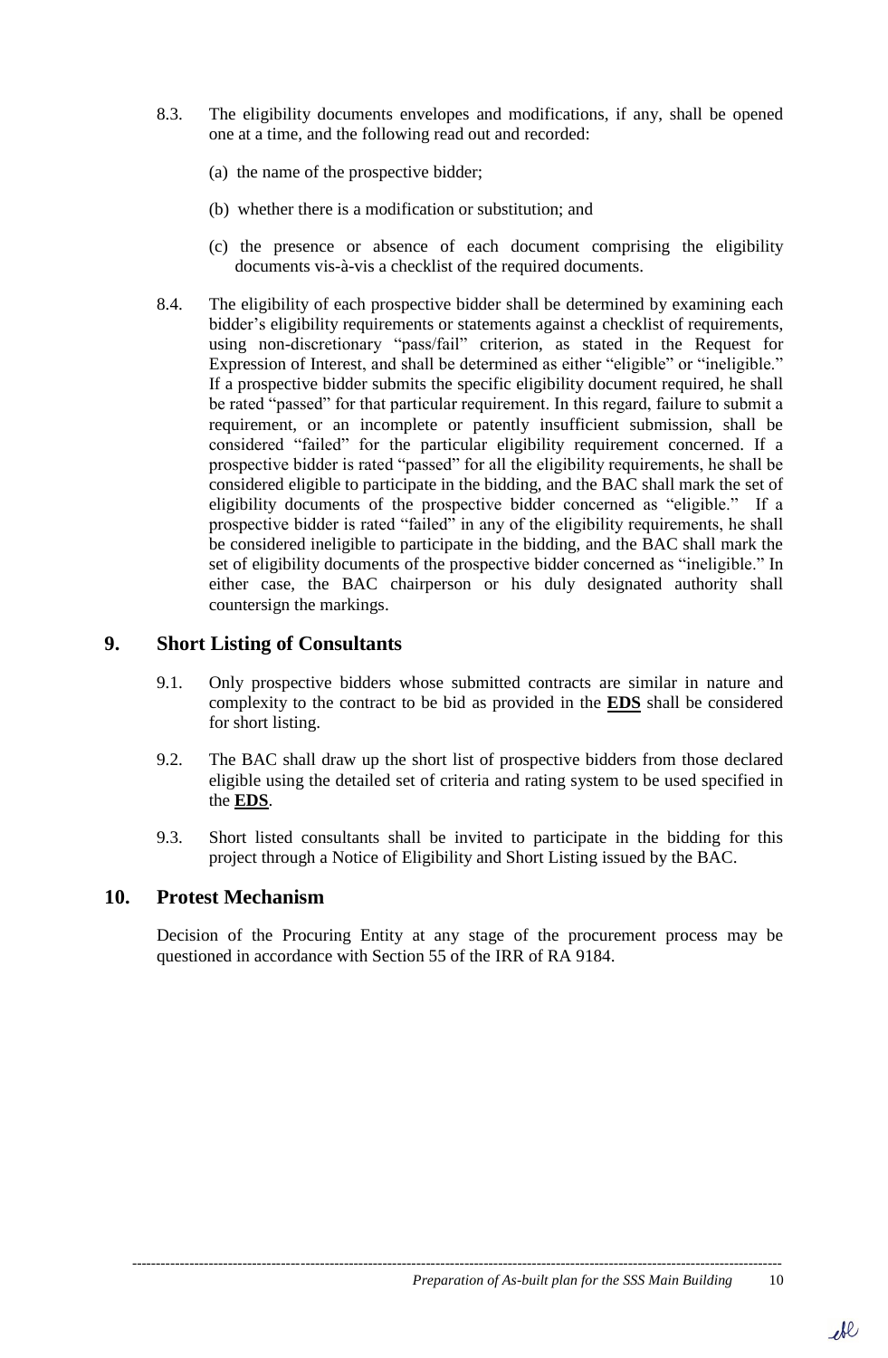8.3. The eligibility documents envelopes and modifications, if any, shall be opened one at a time, and the following read out and recorded:

(a) the name of the prospective bidder;

(b) whether there is a modification or substitution; and

(c) the presence or absence of each document comprising the eligibility documents vis-à-vis a checklist of the required documents.

8.4. The eligibility of each prospective bidder shall be determined by examining each bidder's eligibility requirements or statements against a checklist of requirements, using non-discretionary "pass/fail" criterion, as stated in the Request for Expression of Interest, and shall be determined as either "eligible" or "ineligible." If a prospective bidder submits the specific eligibility document required, he shall be rated "passed" for that particular requirement. In this regard, failure to submit a requirement, or an incomplete or patently insufficient submission, shall be considered "failed" for the particular eligibility requirement concerned. If a prospective bidder is rated "passed" for all the eligibility requirements, he shall be considered eligible to participate in the bidding, and the BAC shall mark the set of eligibility documents of the prospective bidder concerned as "eligible." If a prospective bidder is rated "failed" in any of the eligibility requirements, he shall be considered ineligible to participate in the bidding, and the BAC shall mark the set of eligibility documents of the prospective bidder concerned as "ineligible." In either case, the BAC chairperson or his duly designated authority shall countersign the markings.

## 9. Short Listing of Consultants

9.1. Only prospective bidders whose submitted contracts are similar in nature and complexity to the contract to be bid as provided in the **EDS** shall be considered for short listing.

9.2. The BAC shall draw up the short list of prospective bidders from those declared eligible using the detailed set of criteria and rating system to be used specified in the **EDS**.

9.3. Short listed consultants shall be invited to participate in the bidding for this project through a Notice of Eligibility and Short Listing issued by the BAC.

## 10. Protest Mechanism

Decision of the Procuring Entity at any stage of the procurement process may be questioned in accordance with Section 55 of the IRR of RA 9184.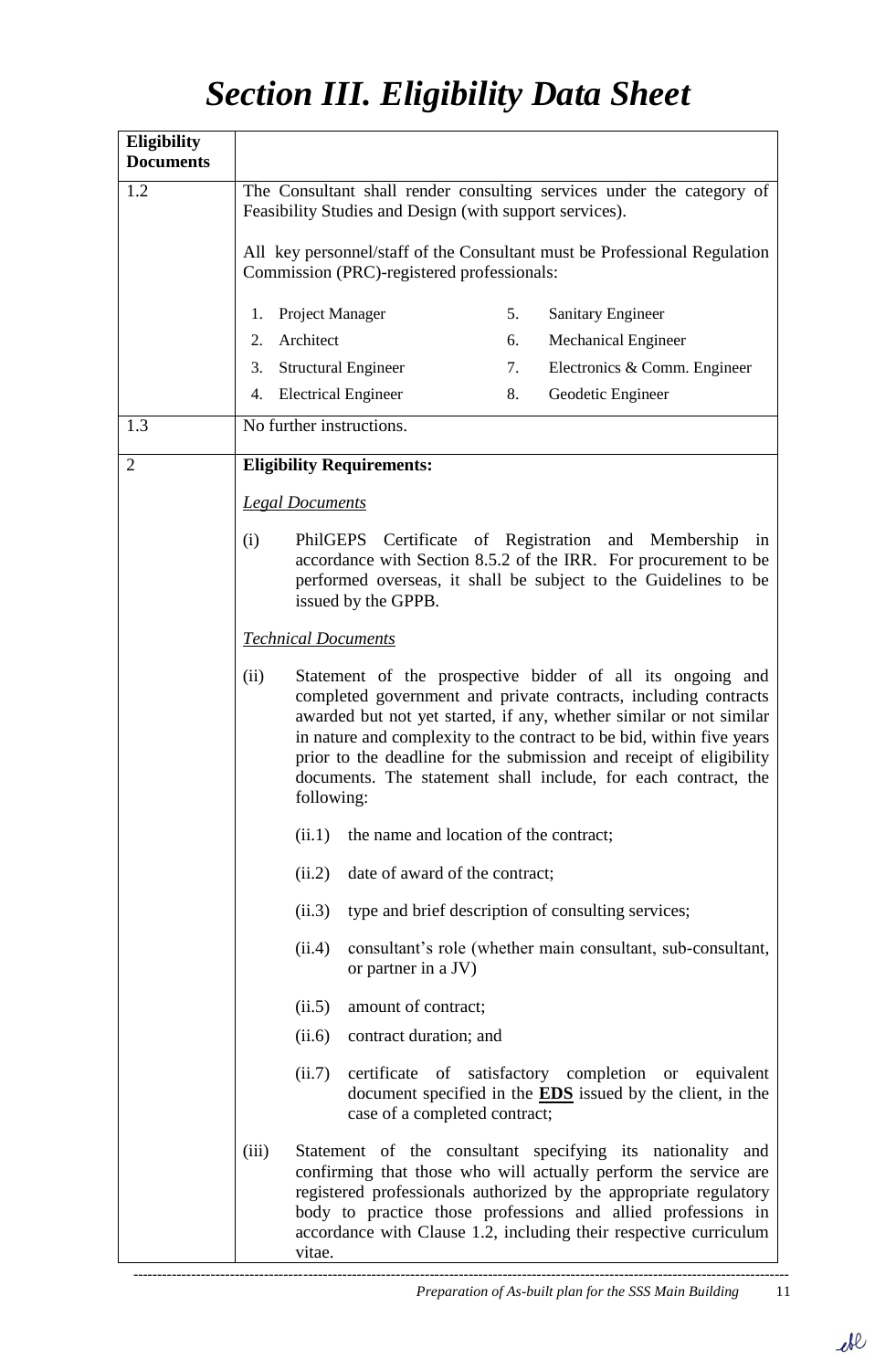# *Section III. Eligibility Data Sheet*

| Eligibility Documents | |
|---|---|
| 1.2 | The Consultant shall render consulting services under the category of Feasibility Studies and Design (with support services).<br><br>All key personnel/staff of the Consultant must be Professional Regulation Commission (PRC)-registered professionals:<br><br>1. Project Manager<br>2. Architect<br>3. Structural Engineer<br>4. Electrical Engineer<br>5. Sanitary Engineer<br>6. Mechanical Engineer<br>7. Electronics & Comm. Engineer<br>8. Geodetic Engineer |
| 1.3 | No further instructions. |
| 2 | **Eligibility Requirements:**<br><br>*Legal Documents*<br><br>(i) PhilGEPS Certificate of Registration and Membership in accordance with Section 8.5.2 of the IRR. For procurement to be performed overseas, it shall be subject to the Guidelines to be issued by the GPPB.<br><br>*Technical Documents*<br><br>(ii) Statement of the prospective bidder of all its ongoing and completed government and private contracts, including contracts awarded but not yet started, if any, whether similar or not similar in nature and complexity to the contract to be bid, within five years prior to the deadline for the submission and receipt of eligibility documents. The statement shall include, for each contract, the following:<br><br>(ii.1) the name and location of the contract;<br><br>(ii.2) date of award of the contract;<br><br>(ii.3) type and brief description of consulting services;<br><br>(ii.4) consultant's role (whether main consultant, sub-consultant, or partner in a JV)<br><br>(ii.5) amount of contract;<br><br>(ii.6) contract duration; and<br><br>(ii.7) certificate of satisfactory completion or equivalent document specified in the **EDS** issued by the client, in the case of a completed contract;<br><br>(iii) Statement of the consultant specifying its nationality and confirming that those who will actually perform the service are registered professionals authorized by the appropriate regulatory body to practice those professions and allied professions in accordance with Clause 1.2, including their respective curriculum vitae. |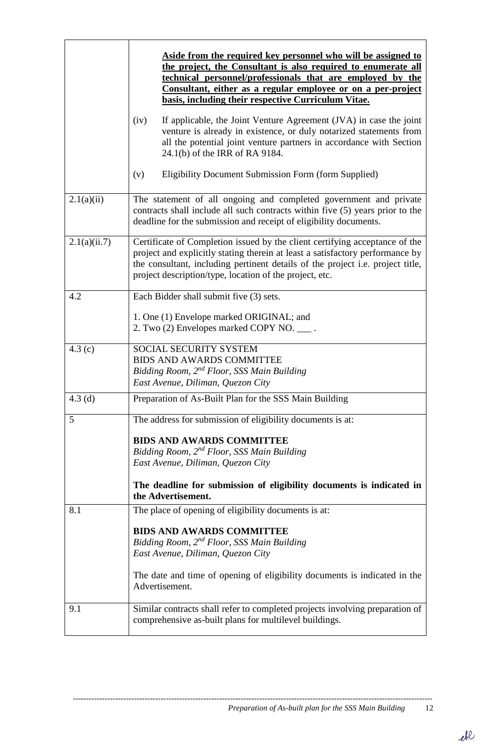| | |
|---|---|
| | **Aside from the required key personnel who will be assigned to the project, the Consultant is also required to enumerate all technical personnel/professionals that are employed by the Consultant, either as a regular employee or on a per-project basis, including their respective Curriculum Vitae.**<br><br>(iv) If applicable, the Joint Venture Agreement (JVA) in case the joint venture is already in existence, or duly notarized statements from all the potential joint venture partners in accordance with Section 24.1(b) of the IRR of RA 9184.<br><br>(v) Eligibility Document Submission Form (form Supplied) |
| 2.1(a)(ii) | The statement of all ongoing and completed government and private contracts shall include all such contracts within five (5) years prior to the deadline for the submission and receipt of eligibility documents. |
| 2.1(a)(ii.7) | Certificate of Completion issued by the client certifying acceptance of the project and explicitly stating therein at least a satisfactory performance by the consultant, including pertinent details of the project i.e. project title, project description/type, location of the project, etc. |
| 4.2 | Each Bidder shall submit five (3) sets.<br><br>1. One (1) Envelope marked ORIGINAL; and<br>2. Two (2) Envelopes marked COPY NO. ___ . |
| 4.3 (c) | SOCIAL SECURITY SYSTEM<br>BIDS AND AWARDS COMMITTEE<br>*Bidding Room, 2nd Floor, SSS Main Building*<br>*East Avenue, Diliman, Quezon City* |
| 4.3 (d) | Preparation of As-Built Plan for the SSS Main Building |
| 5 | The address for submission of eligibility documents is at:<br><br>**BIDS AND AWARDS COMMITTEE**<br>*Bidding Room, 2nd Floor, SSS Main Building*<br>*East Avenue, Diliman, Quezon City*<br><br>**The deadline for submission of eligibility documents is indicated in the Advertisement.** |
| 8.1 | The place of opening of eligibility documents is at:<br><br>**BIDS AND AWARDS COMMITTEE**<br>*Bidding Room, 2nd Floor, SSS Main Building*<br>*East Avenue, Diliman, Quezon City*<br><br>The date and time of opening of eligibility documents is indicated in the Advertisement. |
| 9.1 | Similar contracts shall refer to completed projects involving preparation of comprehensive as-built plans for multilevel buildings. |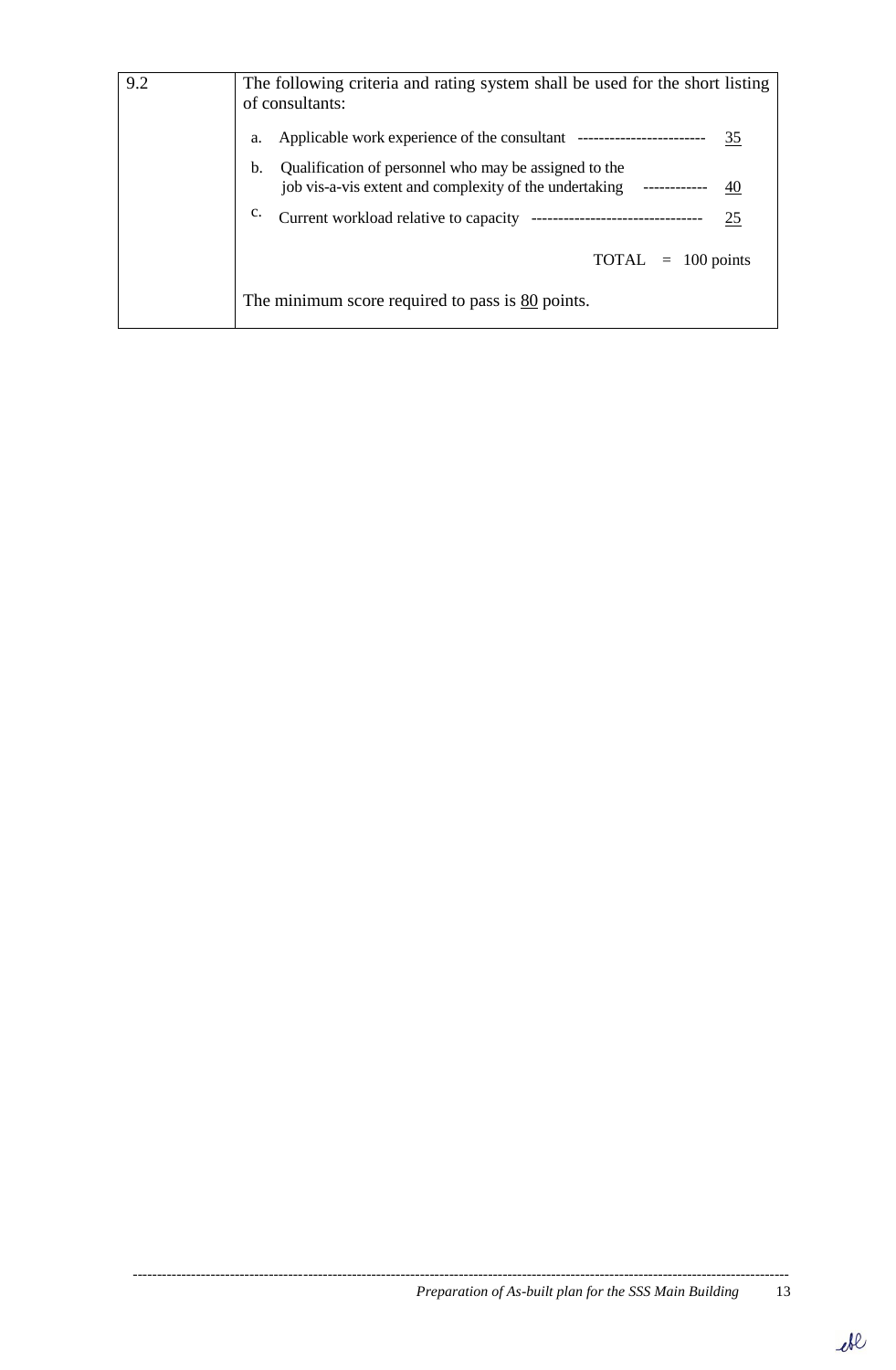| 9.2 | The following criteria and rating system shall be used for the short listing of consultants:<br><br>a. Applicable work experience of the consultant ------------------------ 35<br><br>b. Qualification of personnel who may be assigned to the job vis-a-vis extent and complexity of the undertaking ------------ 40<br><br>c. Current workload relative to capacity -------------------------------- 25<br><br>TOTAL = 100 points<br><br>The minimum score required to pass is 80 points. |
|---|---|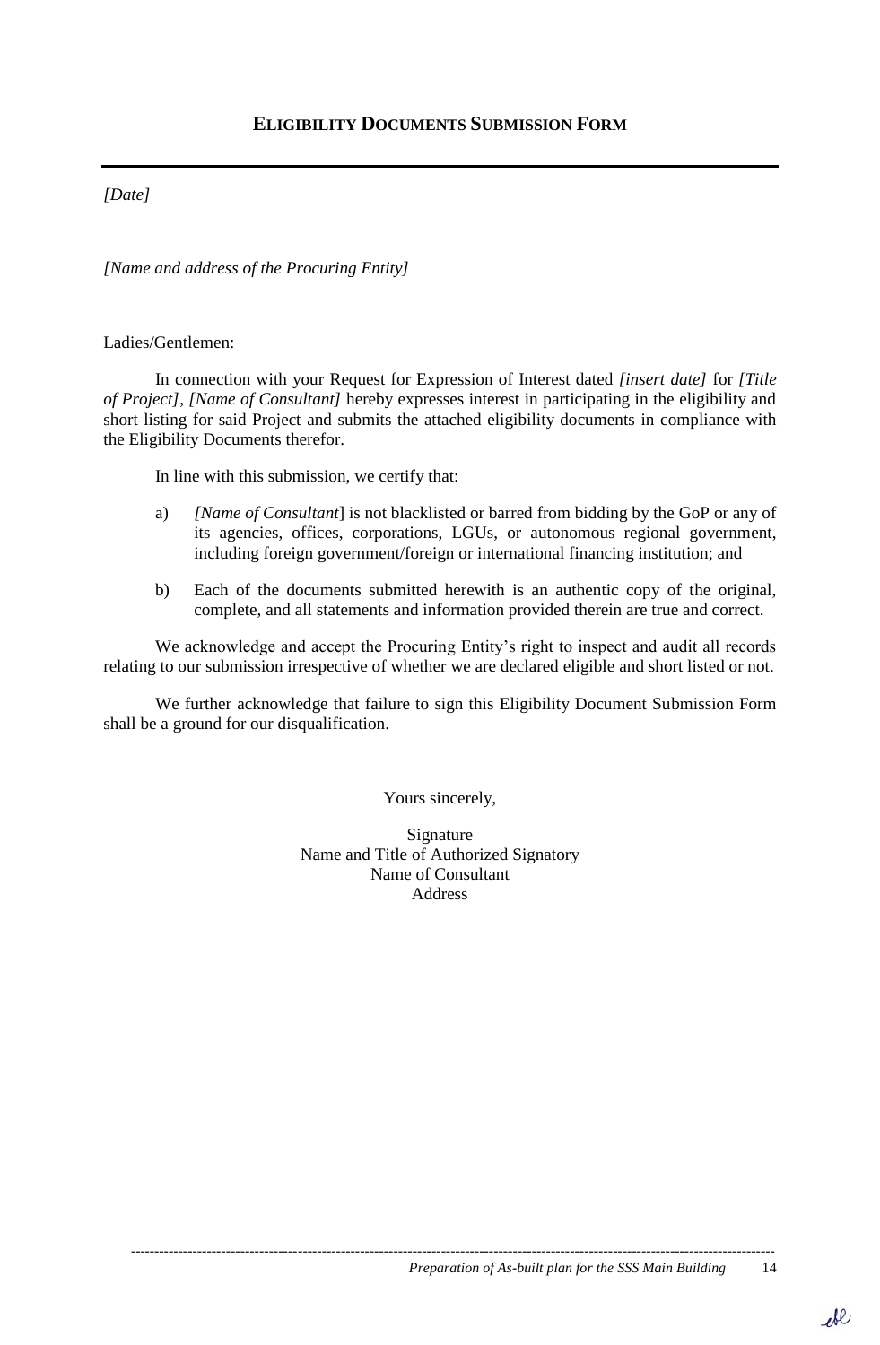## ELIGIBILITY DOCUMENTS SUBMISSION FORM

---

*[Date]*

*[Name and address of the Procuring Entity]*

Ladies/Gentlemen:

In connection with your Request for Expression of Interest dated *[insert date]* for *[Title of Project]*, *[Name of Consultant]* hereby expresses interest in participating in the eligibility and short listing for said Project and submits the attached eligibility documents in compliance with the Eligibility Documents therefor.

In line with this submission, we certify that:

a) *[Name of Consultant*] is not blacklisted or barred from bidding by the GoP or any of its agencies, offices, corporations, LGUs, or autonomous regional government, including foreign government/foreign or international financing institution; and

b) Each of the documents submitted herewith is an authentic copy of the original, complete, and all statements and information provided therein are true and correct.

We acknowledge and accept the Procuring Entity's right to inspect and audit all records relating to our submission irrespective of whether we are declared eligible and short listed or not.

We further acknowledge that failure to sign this Eligibility Document Submission Form shall be a ground for our disqualification.

Yours sincerely,

Signature
Name and Title of Authorized Signatory
Name of Consultant
Address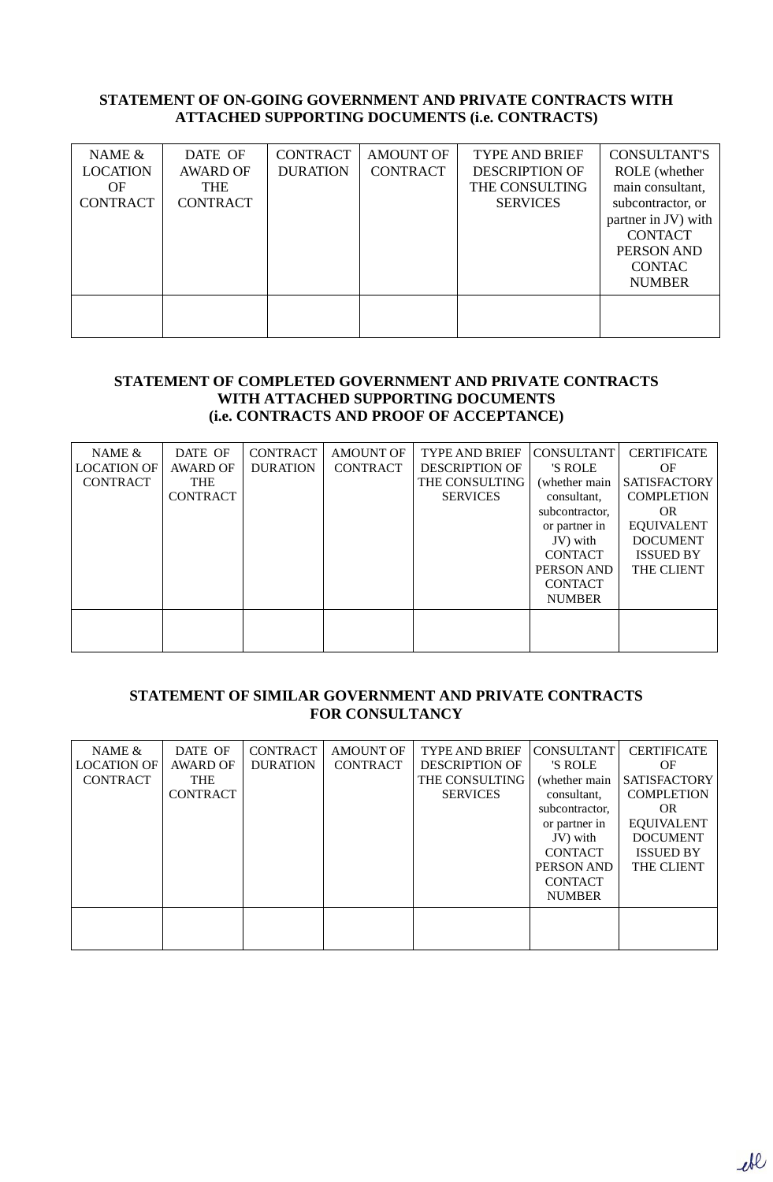## STATEMENT OF ON-GOING GOVERNMENT AND PRIVATE CONTRACTS WITH ATTACHED SUPPORTING DOCUMENTS (i.e. CONTRACTS)

| NAME & LOCATION OF CONTRACT | DATE OF AWARD OF THE CONTRACT | CONTRACT DURATION | AMOUNT OF CONTRACT | TYPE AND BRIEF DESCRIPTION OF THE CONSULTING SERVICES | CONSULTANT'S ROLE (whether main consultant, subcontractor, or partner in JV) with CONTACT PERSON AND CONTAC NUMBER |
|---|---|---|---|---|---|
| | | | | | |

## STATEMENT OF COMPLETED GOVERNMENT AND PRIVATE CONTRACTS WITH ATTACHED SUPPORTING DOCUMENTS (i.e. CONTRACTS AND PROOF OF ACCEPTANCE)

| NAME & LOCATION OF CONTRACT | DATE OF AWARD OF THE CONTRACT | CONTRACT DURATION | AMOUNT OF CONTRACT | TYPE AND BRIEF DESCRIPTION OF THE CONSULTING SERVICES | CONSULTANT'S ROLE (whether main consultant, subcontractor, or partner in JV) with CONTACT PERSON AND CONTACT NUMBER | CERTIFICATE OF SATISFACTORY COMPLETION OR EQUIVALENT DOCUMENT ISSUED BY THE CLIENT |
|---|---|---|---|---|---|---|
| | | | | | | |

## STATEMENT OF SIMILAR GOVERNMENT AND PRIVATE CONTRACTS FOR CONSULTANCY

| NAME & LOCATION OF CONTRACT | DATE OF AWARD OF THE CONTRACT | CONTRACT DURATION | AMOUNT OF CONTRACT | TYPE AND BRIEF DESCRIPTION OF THE CONSULTING SERVICES | CONSULTANT'S ROLE (whether main consultant, subcontractor, or partner in JV) with CONTACT PERSON AND CONTACT NUMBER | CERTIFICATE OF SATISFACTORY COMPLETION OR EQUIVALENT DOCUMENT ISSUED BY THE CLIENT |
|---|---|---|---|---|---|---|
| | | | | | | |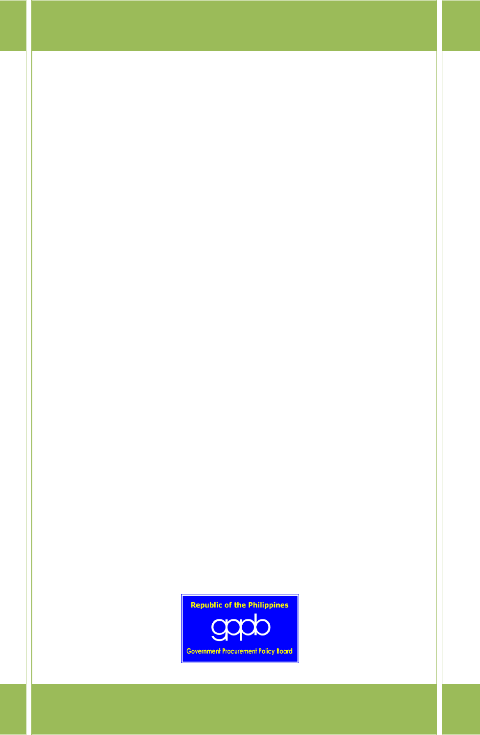Republic of the Philippines

gppb

Government Procurement Policy Board